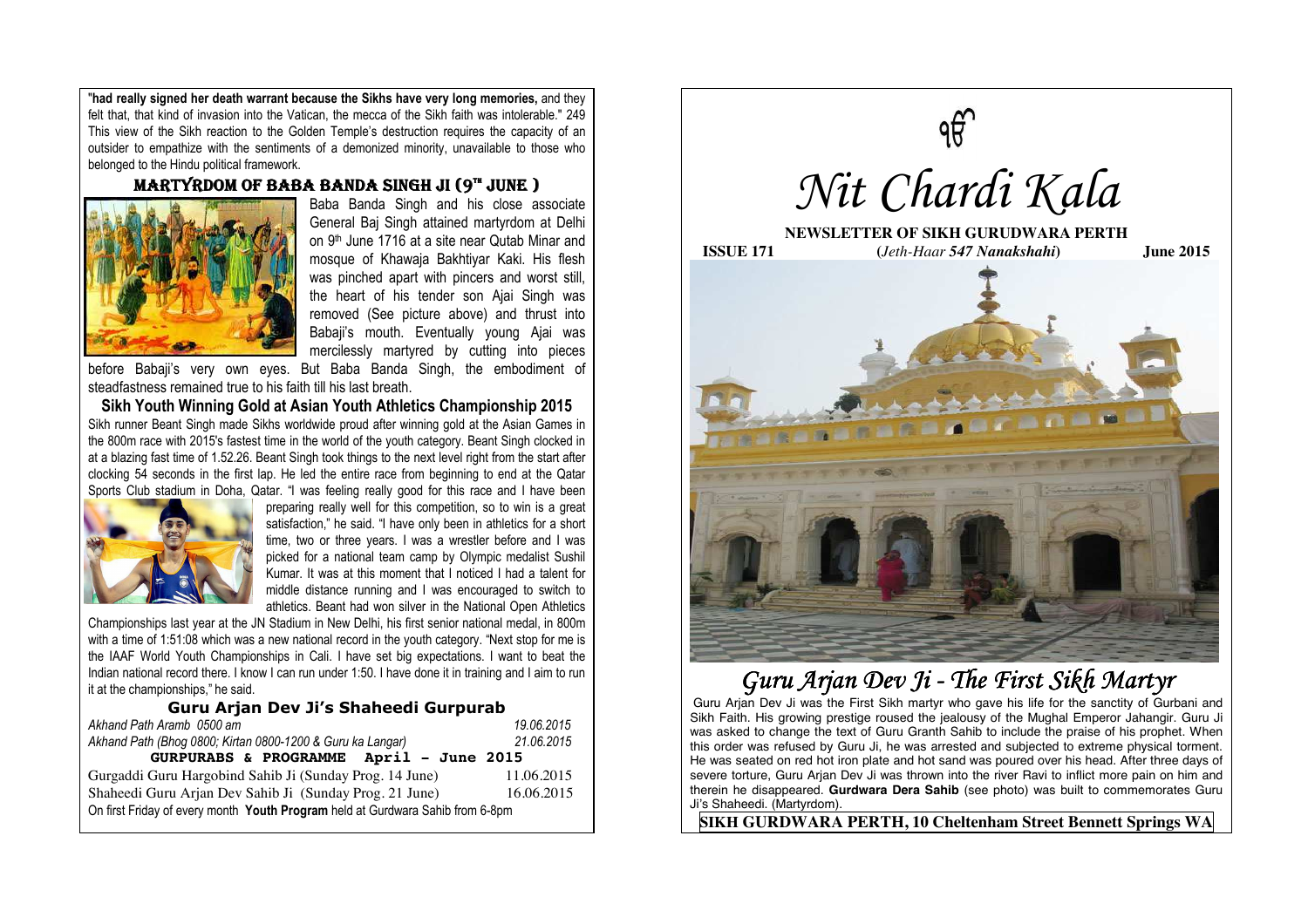"**had really signed her death warrant because the Sikhs have very long memories,** and they felt that, that kind of invasion into the Vatican, the mecca of the Sikh faith was intolerable." 249 This view of the Sikh reaction to the Golden Temple's destruction requires the capacity of an outsider to empathize with the sentiments of a demonized minority, unavailable to those who belonged to the Hindu political framework.

## MARTYRDOM OF BABA BANDA SINGH JI (9TH JUNE )

Baba Banda Singh and his close associate General Baj Singh attained martyrdom at Delhi on 9th June 1716 at a site near Qutab Minar and mosque of Khawaja Bakhtiyar Kaki. His flesh was pinched apart with pincers and worst still, the heart of his tender son Ajai Singh was removed (See picture above) and thrust into Babaji's mouth. Eventually young Ajai was mercilessly martyred by cutting into pieces before Babaji's very own eyes. But Baba Banda Singh, the embodiment of steadfastness remained true to his faith till his last breath.

## Sikh Youth Winning Gold at Asian Youth Athletics Championship 2015

Sikh runner Beant Singh made Sikhs worldwide proud after winning gold at the Asian Games in the 800m race with 2015's fastest time in the world of the youth category. Beant Singh clocked in at a blazing fast time of 1.52.26. Beant Singh took things to the next level right from the start after clocking 54 seconds in the first lap. He led the entire race from beginning to end at the Qatar Sports Club stadium in Doha, Qatar. "I was feeling really good for this race and I have been preparing really well for this competition, so to win is a great satisfaction," he said. "I have only been in athletics for a short time, two or three years. I was a wrestler before and I was picked for a national team camp by Olympic medalist Sushil Kumar. It was at this moment that I noticed I had a talent for middle distance running and I was encouraged to switch to athletics. Beant had won silver in the National Open Athletics Championships last year at the JN Stadium in New Delhi, his first senior national medal, in 800m with a time of 1:51:08 which was a new national record in the youth category. "Next stop for me is the IAAF World Youth Championships in Cali. I have set big expectations. I want to beat the Indian national record there. I know I can run under 1:50. I have done it in training and I aim to run it at the championships," he said.

## Guru Arjan Dev Ji's Shaheedi Gurpurab

| | |
|---|---|
| *Akhand Path Aramb 0500 am* | *19.06.2015* |
| *Akhand Path (Bhog 0800; Kirtan 0800-1200 & Guru ka Langar)* | *21.06.2015* |

**GURPURABS & PROGRAMME April – June 2015**

| | |
|---|---|
| Gurgaddi Guru Hargobind Sahib Ji (Sunday Prog. 14 June) | 11.06.2015 |
| Shaheedi Guru Arjan Dev Sahib Ji (Sunday Prog. 21 June) | 16.06.2015 |

On first Friday of every month **Youth Program** held at Gurdwara Sahib from 6-8pm

ੴ

# *Nit Chardi Kala*

**NEWSLETTER OF SIKH GURUDWARA PERTH**

**ISSUE 171** **(***Jeth-Haar **547 Nanakshahi***)** **June 2015**

## *Guru Arjan Dev Ji - The First Sikh Martyr*

Guru Arjan Dev Ji was the First Sikh martyr who gave his life for the sanctity of Gurbani and Sikh Faith. His growing prestige roused the jealousy of the Mughal Emperor Jahangir. Guru Ji was asked to change the text of Guru Granth Sahib to include the praise of his prophet. When this order was refused by Guru Ji, he was arrested and subjected to extreme physical torment. He was seated on red hot iron plate and hot sand was poured over his head. After three days of severe torture, Guru Arjan Dev Ji was thrown into the river Ravi to inflict more pain on him and therein he disappeared. **Gurdwara Dera Sahib** (see photo) was built to commemorates Guru Ji's Shaheedi. (Martyrdom).

**SIKH GURDWARA PERTH, 10 Cheltenham Street Bennett Springs WA**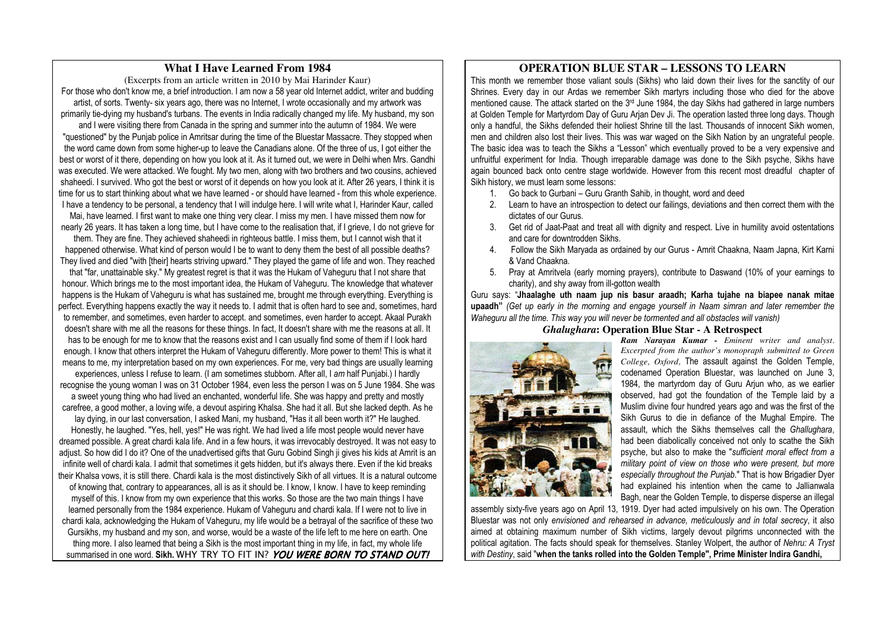## What I Have Learned From 1984

(Excerpts from an article written in 2010 by Mai Harinder Kaur)

For those who don't know me, a brief introduction. I am now a 58 year old Internet addict, writer and budding artist, of sorts. Twenty- six years ago, there was no Internet, I wrote occasionally and my artwork was primarily tie-dying my husband's turbans. The events in India radically changed my life. My husband, my son and I were visiting there from Canada in the spring and summer into the autumn of 1984. We were "questioned" by the Punjab police in Amritsar during the time of the Bluestar Massacre. They stopped when the word came down from some higher-up to leave the Canadians alone. Of the three of us, I got either the best or worst of it there, depending on how you look at it. As it turned out, we were in Delhi when Mrs. Gandhi was executed. We were attacked. We fought. My two men, along with two brothers and two cousins, achieved shaheedi. I survived. Who got the best or worst of it depends on how you look at it. After 26 years, I think it is time for us to start thinking about what we have learned - or should have learned - from this whole experience. I have a tendency to be personal, a tendency that I will indulge here. I will write what I, Harinder Kaur, called Mai, have learned. I first want to make one thing very clear. I miss my men. I have missed them now for nearly 26 years. It has taken a long time, but I have come to the realisation that, if I grieve, I do not grieve for them. They are fine. They achieved shaheedi in righteous battle. I miss them, but I cannot wish that it happened otherwise. What kind of person would I be to want to deny them the best of all possible deaths? They lived and died "with [their] hearts striving upward." They played the game of life and won. They reached that "far, unattainable sky." My greatest regret is that it was the Hukam of Vaheguru that I not share that honour. Which brings me to the most important idea, the Hukam of Vaheguru. The knowledge that whatever happens is the Hukam of Vaheguru is what has sustained me, brought me through everything. Everything is perfect. Everything happens exactly the way it needs to. I admit that is often hard to see and, sometimes, hard to remember, and sometimes, even harder to accept. and sometimes, even harder to accept. Akaal Purakh doesn't share with me all the reasons for these things. In fact, It doesn't share with me the reasons at all. It has to be enough for me to know that the reasons exist and I can usually find some of them if I look hard enough. I know that others interpret the Hukam of Vaheguru differently. More power to them! This is what it means to me, my interpretation based on my own experiences. For me, very bad things are usually learning experiences, unless I refuse to learn. (I am sometimes stubborn. After all, I *am* half Punjabi.) I hardly recognise the young woman I was on 31 October 1984, even less the person I was on 5 June 1984. She was a sweet young thing who had lived an enchanted, wonderful life. She was happy and pretty and mostly carefree, a good mother, a loving wife, a devout aspiring Khalsa. She had it all. But she lacked depth. As he lay dying, in our last conversation, I asked Mani, my husband, "Has it all been worth it?" He laughed. Honestly, he laughed. "Yes, hell, yes!" He was right. We had lived a life most people would never have dreamed possible. A great chardi kala life. And in a few hours, it was irrevocably destroyed. It was not easy to adjust. So how did I do it? One of the unadvertised gifts that Guru Gobind Singh ji gives his kids at Amrit is an infinite well of chardi kala. I admit that sometimes it gets hidden, but it's always there. Even if the kid breaks their Khalsa vows, it is still there. Chardi kala is the most distinctively Sikh of all virtues. It is a natural outcome of knowing that, contrary to appearances, all is as it should be. I know, I know. I have to keep reminding myself of this. I know from my own experience that this works. So those are the two main things I have learned personally from the 1984 experience. Hukam of Vaheguru and chardi kala. If I were not to live in chardi kala, acknowledging the Hukam of Vaheguru, my life would be a betrayal of the sacrifice of these two Gursikhs, my husband and my son, and worse, would be a waste of the life left to me here on earth. One thing more. I also learned that being a Sikh is the most important thing in my life, in fact, my whole life summarised in one word. **Sikh.** WHY TRY TO FIT IN? ***YOU WERE BORN TO STAND OUT!***

## OPERATION BLUE STAR – LESSONS TO LEARN

This month we remember those valiant souls (Sikhs) who laid down their lives for the sanctity of our Shrines. Every day in our Ardas we remember Sikh martyrs including those who died for the above mentioned cause. The attack started on the 3rd June 1984, the day Sikhs had gathered in large numbers at Golden Temple for Martyrdom Day of Guru Arjan Dev Ji. The operation lasted three long days. Though only a handful, the Sikhs defended their holiest Shrine till the last. Thousands of innocent Sikh women, men and children also lost their lives. This war was waged on the Sikh Nation by an ungrateful people. The basic idea was to teach the Sikhs a "Lesson" which eventually proved to be a very expensive and unfruitful experiment for India. Though irreparable damage was done to the Sikh psyche, Sikhs have again bounced back onto centre stage worldwide. However from this recent most dreadful chapter of Sikh history, we must learn some lessons:

1. Go back to Gurbani – Guru Granth Sahib, in thought, word and deed
2. Learn to have an introspection to detect our failings, deviations and then correct them with the dictates of our Gurus.
3. Get rid of Jaat-Paat and treat all with dignity and respect. Live in humility avoid ostentations and care for downtrodden Sikhs.
4. Follow the Sikh Maryada as ordained by our Gurus - Amrit Chaakna, Naam Japna, Kirt Karni & Vand Chaakna.
5. Pray at Amritvela (early morning prayers), contribute to Daswand (10% of your earnings to charity), and shy away from ill-gotton wealth

Guru says: "**Jhaalaghe uth naam jup nis basur araadh; Karha tujahe na biapee nanak mitae upaadh**" *(Get up early in the morning and engage yourself in Naam simran and later remember the Waheguru all the time. This way you will never be tormented and all obstacles will vanish)*

### *Ghalughara*: Operation Blue Star - A Retrospect

***Ram Narayan Kumar** - Eminent writer and analyst. Excerpted from the author's monograph submitted to Green College, Oxford,* The assault against the Golden Temple, codenamed Operation Bluestar, was launched on June 3, 1984, the martyrdom day of Guru Arjun who, as we earlier observed, had got the foundation of the Temple laid by a Muslim divine four hundred years ago and was the first of the Sikh Gurus to die in defiance of the Mughal Empire. The assault, which the Sikhs themselves call the *Ghallughara*, had been diabolically conceived not only to scathe the Sikh psyche, but also to make the "*sufficient moral effect from a military point of view on those who were present, but more especially throughout the Punjab*." That is how Brigadier Dyer had explained his intention when the came to Jallianwala Bagh, near the Golden Temple, to disperse disperse an illegal assembly sixty-five years ago on April 13, 1919. Dyer had acted impulsively on his own. The Operation Bluestar was not only *envisioned and rehearsed in advance, meticulously and in total secrecy*, it also aimed at obtaining maximum number of Sikh victims, largely devout pilgrims unconnected with the political agitation. The facts should speak for themselves. Stanley Wolpert, the author of *Nehru: A Tryst with Destiny*, said "**when the tanks rolled into the Golden Temple", Prime Minister Indira Gandhi,**